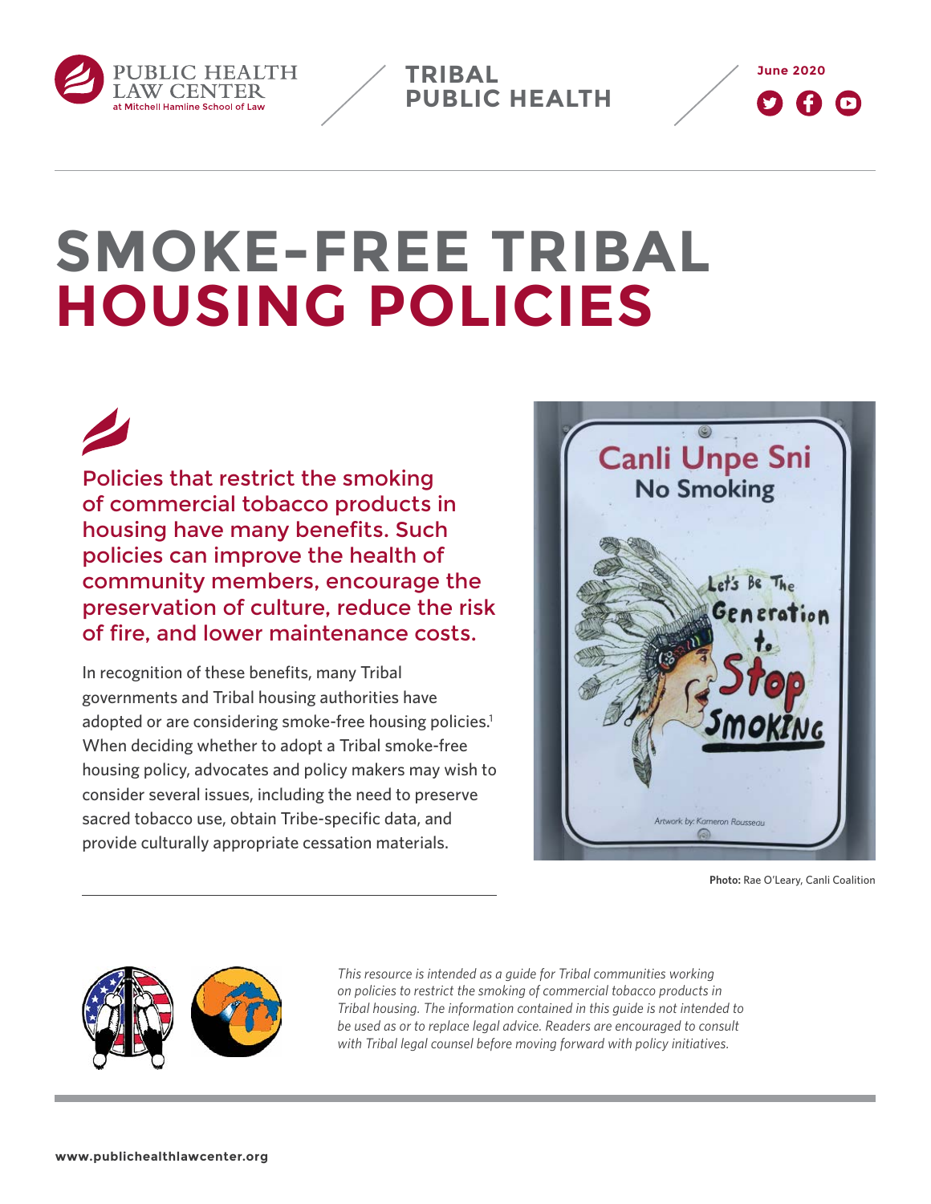TRIBAL PUBLIC HEALTH

June 2020

# SMOKE-FREE TRIBAL HOUSING POLICIES

**Policies that restrict the smoking of commercial tobacco products in housing have many benefits. Such policies can improve the health of community members, encourage the preservation of culture, reduce the risk of fire, and lower maintenance costs.**

In recognition of these benefits, many Tribal governments and Tribal housing authorities have adopted or are considering smoke-free housing policies.[1] When deciding whether to adopt a Tribal smoke-free housing policy, advocates and policy makers may wish to consider several issues, including the need to preserve sacred tobacco use, obtain Tribe-specific data, and provide culturally appropriate cessation materials.

**Photo:** Rae O'Leary, Canli Coalition

*This resource is intended as a guide for Tribal communities working on policies to restrict the smoking of commercial tobacco products in Tribal housing. The information contained in this guide is not intended to be used as or to replace legal advice. Readers are encouraged to consult with Tribal legal counsel before moving forward with policy initiatives.*

www.publichealthlawcenter.org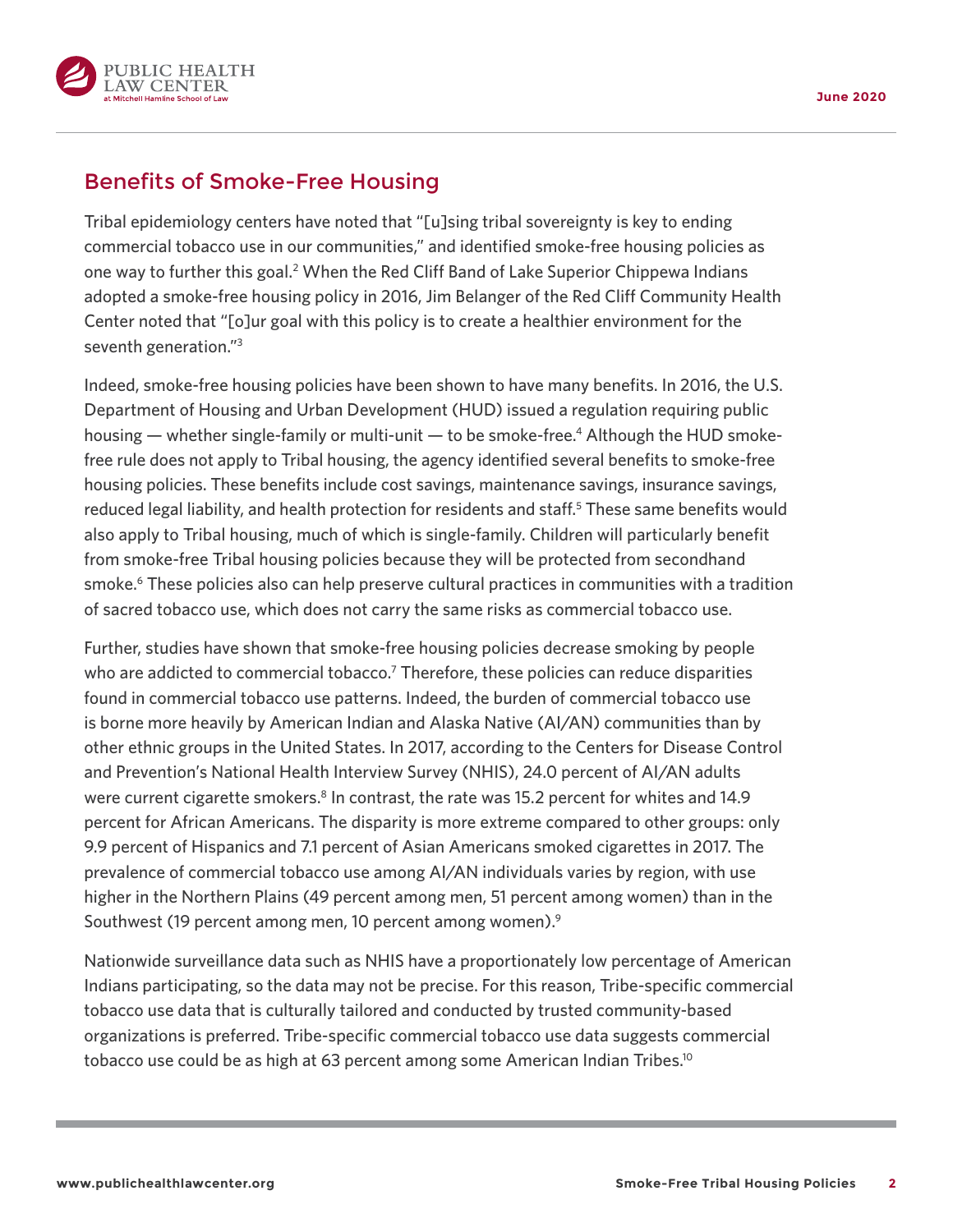## Benefits of Smoke-Free Housing

Tribal epidemiology centers have noted that "[u]sing tribal sovereignty is key to ending commercial tobacco use in our communities," and identified smoke-free housing policies as one way to further this goal.[2] When the Red Cliff Band of Lake Superior Chippewa Indians adopted a smoke-free housing policy in 2016, Jim Belanger of the Red Cliff Community Health Center noted that "[o]ur goal with this policy is to create a healthier environment for the seventh generation."[3]

Indeed, smoke-free housing policies have been shown to have many benefits. In 2016, the U.S. Department of Housing and Urban Development (HUD) issued a regulation requiring public housing — whether single-family or multi-unit — to be smoke-free.[4] Although the HUD smoke-free rule does not apply to Tribal housing, the agency identified several benefits to smoke-free housing policies. These benefits include cost savings, maintenance savings, insurance savings, reduced legal liability, and health protection for residents and staff.[5] These same benefits would also apply to Tribal housing, much of which is single-family. Children will particularly benefit from smoke-free Tribal housing policies because they will be protected from secondhand smoke.[6] These policies also can help preserve cultural practices in communities with a tradition of sacred tobacco use, which does not carry the same risks as commercial tobacco use.

Further, studies have shown that smoke-free housing policies decrease smoking by people who are addicted to commercial tobacco.[7] Therefore, these policies can reduce disparities found in commercial tobacco use patterns. Indeed, the burden of commercial tobacco use is borne more heavily by American Indian and Alaska Native (AI/AN) communities than by other ethnic groups in the United States. In 2017, according to the Centers for Disease Control and Prevention's National Health Interview Survey (NHIS), 24.0 percent of AI/AN adults were current cigarette smokers.[8] In contrast, the rate was 15.2 percent for whites and 14.9 percent for African Americans. The disparity is more extreme compared to other groups: only 9.9 percent of Hispanics and 7.1 percent of Asian Americans smoked cigarettes in 2017. The prevalence of commercial tobacco use among AI/AN individuals varies by region, with use higher in the Northern Plains (49 percent among men, 51 percent among women) than in the Southwest (19 percent among men, 10 percent among women).[9]

Nationwide surveillance data such as NHIS have a proportionately low percentage of American Indians participating, so the data may not be precise. For this reason, Tribe-specific commercial tobacco use data that is culturally tailored and conducted by trusted community-based organizations is preferred. Tribe-specific commercial tobacco use data suggests commercial tobacco use could be as high at 63 percent among some American Indian Tribes.[10]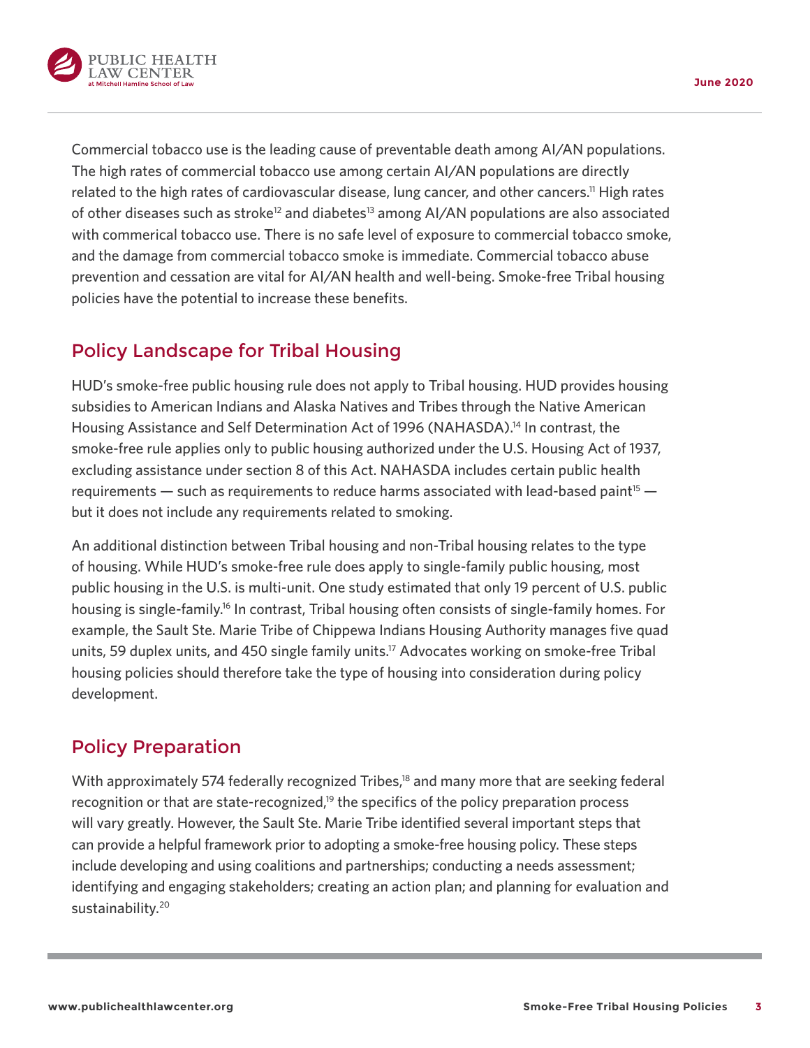Commercial tobacco use is the leading cause of preventable death among AI/AN populations. The high rates of commercial tobacco use among certain AI/AN populations are directly related to the high rates of cardiovascular disease, lung cancer, and other cancers.[11] High rates of other diseases such as stroke[12] and diabetes[13] among AI/AN populations are also associated with commerical tobacco use. There is no safe level of exposure to commercial tobacco smoke, and the damage from commercial tobacco smoke is immediate. Commercial tobacco abuse prevention and cessation are vital for AI/AN health and well-being. Smoke-free Tribal housing policies have the potential to increase these benefits.

## Policy Landscape for Tribal Housing

HUD's smoke-free public housing rule does not apply to Tribal housing. HUD provides housing subsidies to American Indians and Alaska Natives and Tribes through the Native American Housing Assistance and Self Determination Act of 1996 (NAHASDA).[14] In contrast, the smoke-free rule applies only to public housing authorized under the U.S. Housing Act of 1937, excluding assistance under section 8 of this Act. NAHASDA includes certain public health requirements — such as requirements to reduce harms associated with lead-based paint[15] — but it does not include any requirements related to smoking.

An additional distinction between Tribal housing and non-Tribal housing relates to the type of housing. While HUD's smoke-free rule does apply to single-family public housing, most public housing in the U.S. is multi-unit. One study estimated that only 19 percent of U.S. public housing is single-family.[16] In contrast, Tribal housing often consists of single-family homes. For example, the Sault Ste. Marie Tribe of Chippewa Indians Housing Authority manages five quad units, 59 duplex units, and 450 single family units.[17] Advocates working on smoke-free Tribal housing policies should therefore take the type of housing into consideration during policy development.

## Policy Preparation

With approximately 574 federally recognized Tribes,[18] and many more that are seeking federal recognition or that are state-recognized,[19] the specifics of the policy preparation process will vary greatly. However, the Sault Ste. Marie Tribe identified several important steps that can provide a helpful framework prior to adopting a smoke-free housing policy. These steps include developing and using coalitions and partnerships; conducting a needs assessment; identifying and engaging stakeholders; creating an action plan; and planning for evaluation and sustainability.[20]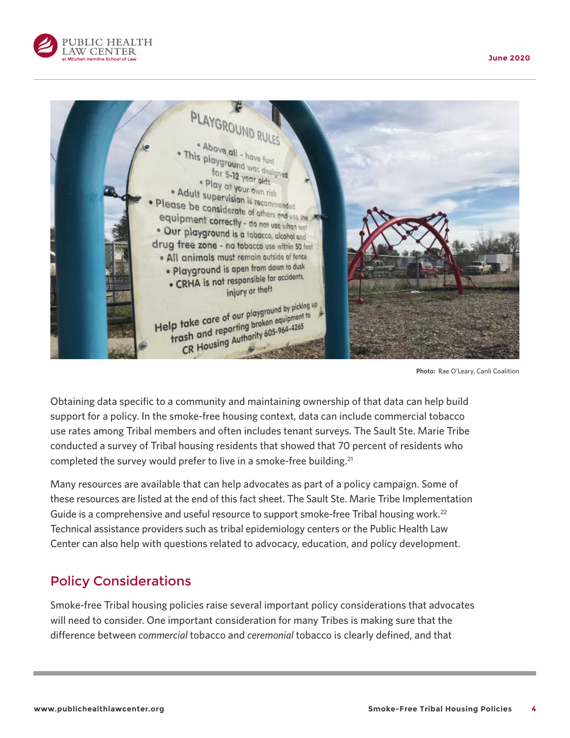Photo: Rae O'Leary, Canli Coalition

Obtaining data specific to a community and maintaining ownership of that data can help build support for a policy. In the smoke-free housing context, data can include commercial tobacco use rates among Tribal members and often includes tenant surveys. The Sault Ste. Marie Tribe conducted a survey of Tribal housing residents that showed that 70 percent of residents who completed the survey would prefer to live in a smoke-free building.[21]

Many resources are available that can help advocates as part of a policy campaign. Some of these resources are listed at the end of this fact sheet. The Sault Ste. Marie Tribe Implementation Guide is a comprehensive and useful resource to support smoke-free Tribal housing work.[22] Technical assistance providers such as tribal epidemiology centers or the Public Health Law Center can also help with questions related to advocacy, education, and policy development.

## Policy Considerations

Smoke-free Tribal housing policies raise several important policy considerations that advocates will need to consider. One important consideration for many Tribes is making sure that the difference between *commercial* tobacco and *ceremonial* tobacco is clearly defined, and that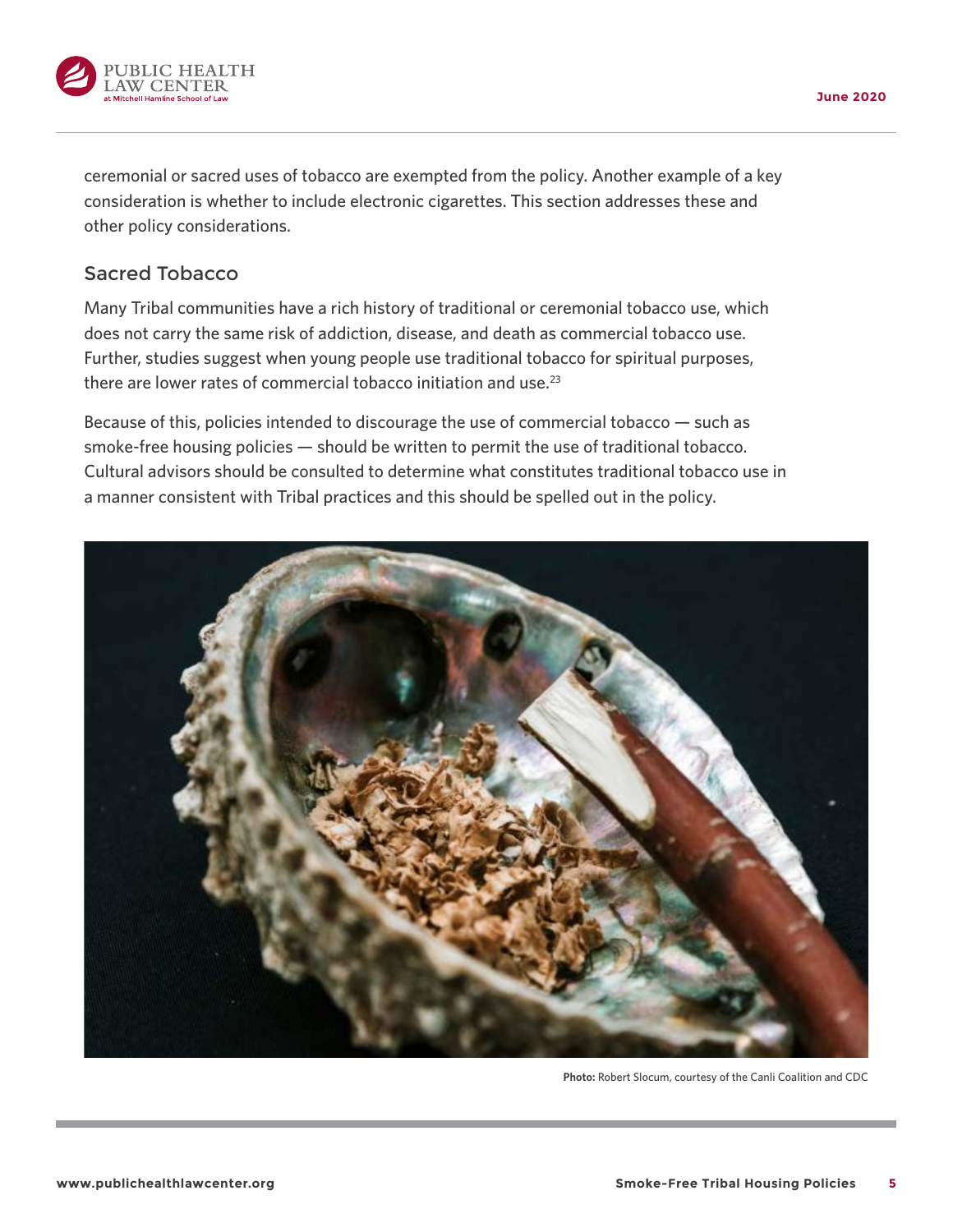ceremonial or sacred uses of tobacco are exempted from the policy. Another example of a key consideration is whether to include electronic cigarettes. This section addresses these and other policy considerations.

## Sacred Tobacco

Many Tribal communities have a rich history of traditional or ceremonial tobacco use, which does not carry the same risk of addiction, disease, and death as commercial tobacco use. Further, studies suggest when young people use traditional tobacco for spiritual purposes, there are lower rates of commercial tobacco initiation and use.[23]

Because of this, policies intended to discourage the use of commercial tobacco — such as smoke-free housing policies — should be written to permit the use of traditional tobacco. Cultural advisors should be consulted to determine what constitutes traditional tobacco use in a manner consistent with Tribal practices and this should be spelled out in the policy.

**Photo:** Robert Slocum, courtesy of the Canli Coalition and CDC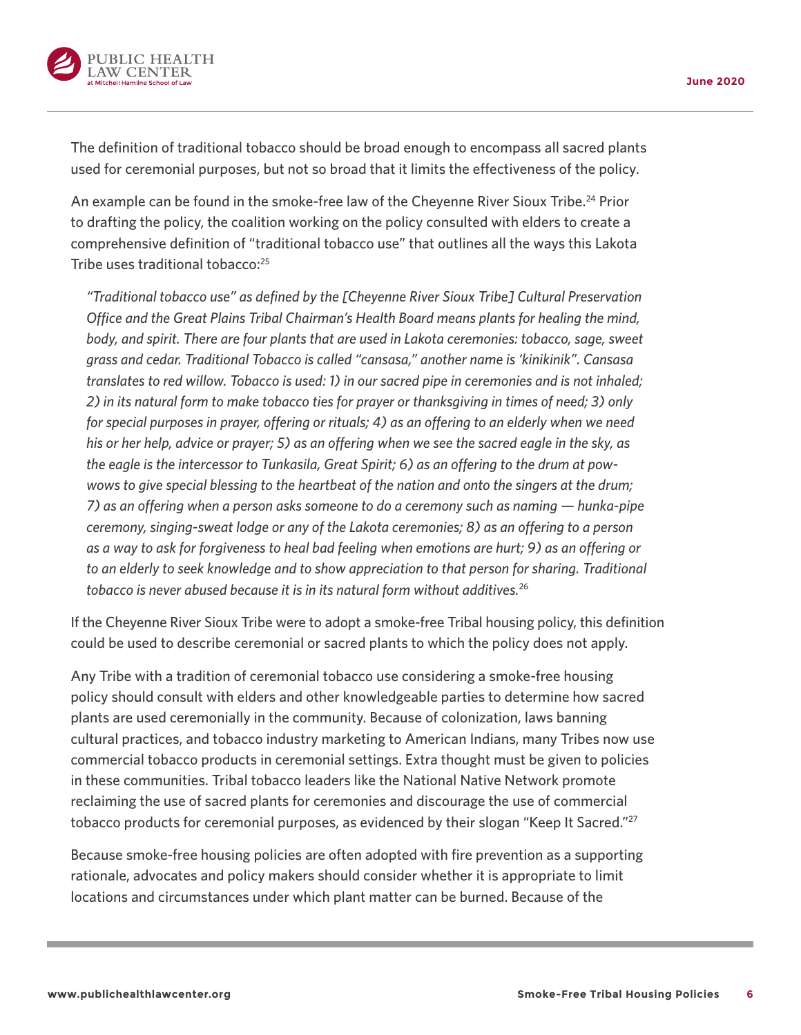The definition of traditional tobacco should be broad enough to encompass all sacred plants used for ceremonial purposes, but not so broad that it limits the effectiveness of the policy.

An example can be found in the smoke-free law of the Cheyenne River Sioux Tribe.[24] Prior to drafting the policy, the coalition working on the policy consulted with elders to create a comprehensive definition of "traditional tobacco use" that outlines all the ways this Lakota Tribe uses traditional tobacco:[25]

> *"Traditional tobacco use" as defined by the [Cheyenne River Sioux Tribe] Cultural Preservation Office and the Great Plains Tribal Chairman's Health Board means plants for healing the mind, body, and spirit. There are four plants that are used in Lakota ceremonies: tobacco, sage, sweet grass and cedar. Traditional Tobacco is called "cansasa," another name is 'kinikinik". Cansasa translates to red willow. Tobacco is used: 1) in our sacred pipe in ceremonies and is not inhaled; 2) in its natural form to make tobacco ties for prayer or thanksgiving in times of need; 3) only for special purposes in prayer, offering or rituals; 4) as an offering to an elderly when we need his or her help, advice or prayer; 5) as an offering when we see the sacred eagle in the sky, as the eagle is the intercessor to Tunkasila, Great Spirit; 6) as an offering to the drum at pow-wows to give special blessing to the heartbeat of the nation and onto the singers at the drum; 7) as an offering when a person asks someone to do a ceremony such as naming — hunka-pipe ceremony, singing-sweat lodge or any of the Lakota ceremonies; 8) as an offering to a person as a way to ask for forgiveness to heal bad feeling when emotions are hurt; 9) as an offering or to an elderly to seek knowledge and to show appreciation to that person for sharing. Traditional tobacco is never abused because it is in its natural form without additives.*[26]

If the Cheyenne River Sioux Tribe were to adopt a smoke-free Tribal housing policy, this definition could be used to describe ceremonial or sacred plants to which the policy does not apply.

Any Tribe with a tradition of ceremonial tobacco use considering a smoke-free housing policy should consult with elders and other knowledgeable parties to determine how sacred plants are used ceremonially in the community. Because of colonization, laws banning cultural practices, and tobacco industry marketing to American Indians, many Tribes now use commercial tobacco products in ceremonial settings. Extra thought must be given to policies in these communities. Tribal tobacco leaders like the National Native Network promote reclaiming the use of sacred plants for ceremonies and discourage the use of commercial tobacco products for ceremonial purposes, as evidenced by their slogan "Keep It Sacred."[27]

Because smoke-free housing policies are often adopted with fire prevention as a supporting rationale, advocates and policy makers should consider whether it is appropriate to limit locations and circumstances under which plant matter can be burned. Because of the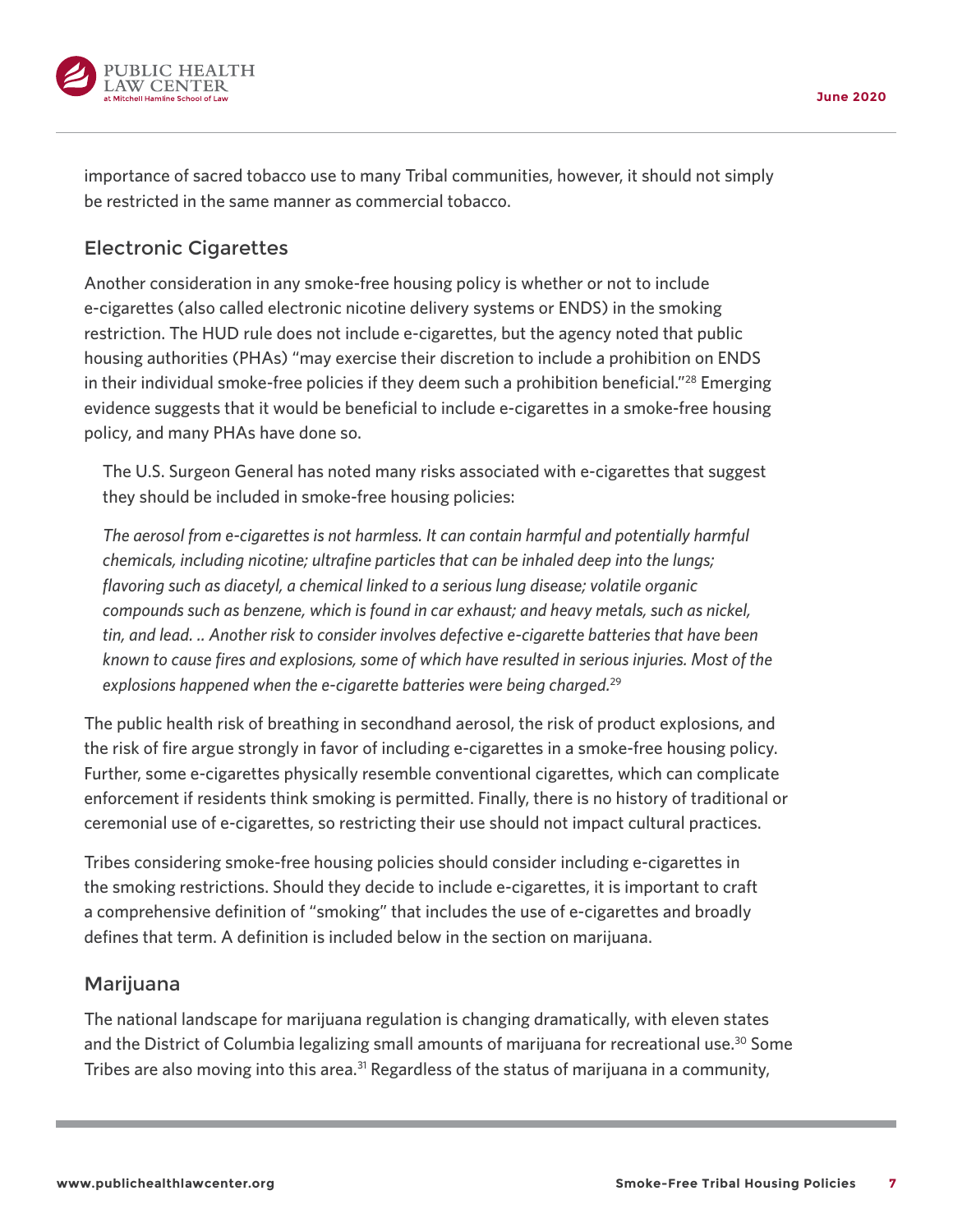importance of sacred tobacco use to many Tribal communities, however, it should not simply be restricted in the same manner as commercial tobacco.

## Electronic Cigarettes

Another consideration in any smoke-free housing policy is whether or not to include e-cigarettes (also called electronic nicotine delivery systems or ENDS) in the smoking restriction. The HUD rule does not include e-cigarettes, but the agency noted that public housing authorities (PHAs) "may exercise their discretion to include a prohibition on ENDS in their individual smoke-free policies if they deem such a prohibition beneficial."[28] Emerging evidence suggests that it would be beneficial to include e-cigarettes in a smoke-free housing policy, and many PHAs have done so.

> The U.S. Surgeon General has noted many risks associated with e-cigarettes that suggest they should be included in smoke-free housing policies:
>
> *The aerosol from e-cigarettes is not harmless. It can contain harmful and potentially harmful chemicals, including nicotine; ultrafine particles that can be inhaled deep into the lungs; flavoring such as diacetyl, a chemical linked to a serious lung disease; volatile organic compounds such as benzene, which is found in car exhaust; and heavy metals, such as nickel, tin, and lead. .. Another risk to consider involves defective e-cigarette batteries that have been known to cause fires and explosions, some of which have resulted in serious injuries. Most of the explosions happened when the e-cigarette batteries were being charged.*[29]

The public health risk of breathing in secondhand aerosol, the risk of product explosions, and the risk of fire argue strongly in favor of including e-cigarettes in a smoke-free housing policy. Further, some e-cigarettes physically resemble conventional cigarettes, which can complicate enforcement if residents think smoking is permitted. Finally, there is no history of traditional or ceremonial use of e-cigarettes, so restricting their use should not impact cultural practices.

Tribes considering smoke-free housing policies should consider including e-cigarettes in the smoking restrictions. Should they decide to include e-cigarettes, it is important to craft a comprehensive definition of "smoking" that includes the use of e-cigarettes and broadly defines that term. A definition is included below in the section on marijuana.

## Marijuana

The national landscape for marijuana regulation is changing dramatically, with eleven states and the District of Columbia legalizing small amounts of marijuana for recreational use.[30] Some Tribes are also moving into this area.[31] Regardless of the status of marijuana in a community,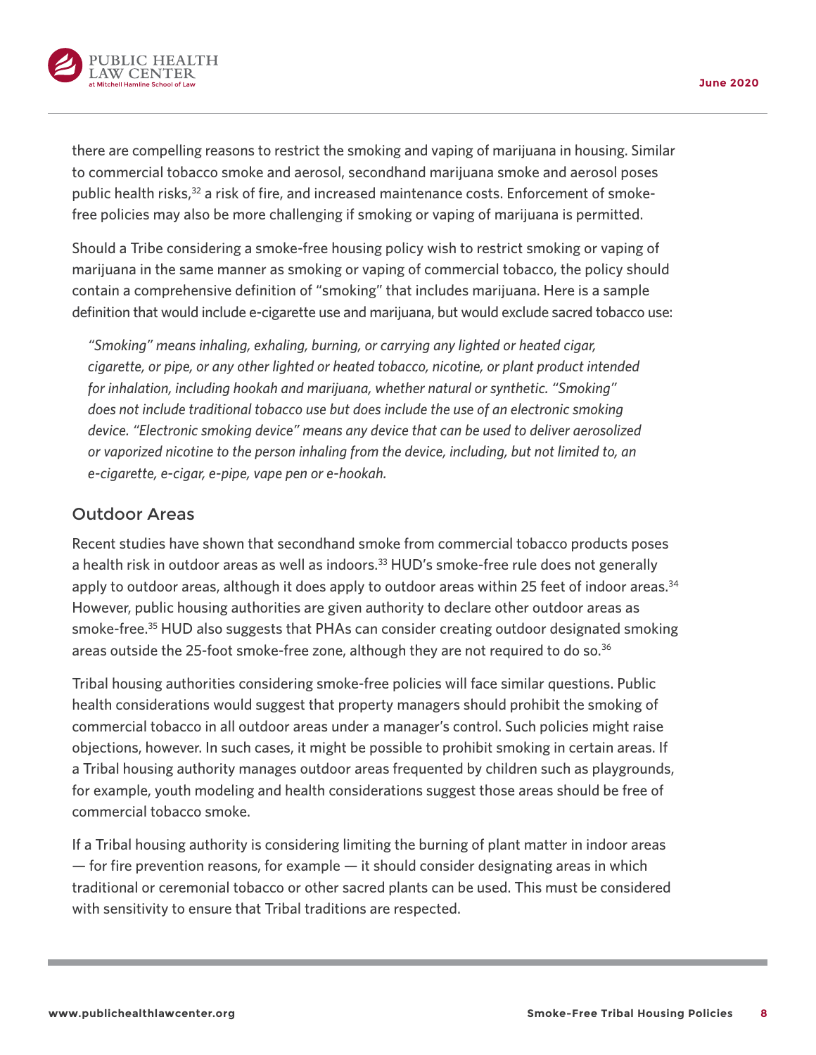there are compelling reasons to restrict the smoking and vaping of marijuana in housing. Similar to commercial tobacco smoke and aerosol, secondhand marijuana smoke and aerosol poses public health risks,[32] a risk of fire, and increased maintenance costs. Enforcement of smoke-free policies may also be more challenging if smoking or vaping of marijuana is permitted.

Should a Tribe considering a smoke-free housing policy wish to restrict smoking or vaping of marijuana in the same manner as smoking or vaping of commercial tobacco, the policy should contain a comprehensive definition of "smoking" that includes marijuana. Here is a sample definition that would include e-cigarette use and marijuana, but would exclude sacred tobacco use:

> *"Smoking" means inhaling, exhaling, burning, or carrying any lighted or heated cigar, cigarette, or pipe, or any other lighted or heated tobacco, nicotine, or plant product intended for inhalation, including hookah and marijuana, whether natural or synthetic. "Smoking" does not include traditional tobacco use but does include the use of an electronic smoking device. "Electronic smoking device" means any device that can be used to deliver aerosolized or vaporized nicotine to the person inhaling from the device, including, but not limited to, an e-cigarette, e-cigar, e-pipe, vape pen or e-hookah.*

## Outdoor Areas

Recent studies have shown that secondhand smoke from commercial tobacco products poses a health risk in outdoor areas as well as indoors.[33] HUD's smoke-free rule does not generally apply to outdoor areas, although it does apply to outdoor areas within 25 feet of indoor areas.[34] However, public housing authorities are given authority to declare other outdoor areas as smoke-free.[35] HUD also suggests that PHAs can consider creating outdoor designated smoking areas outside the 25-foot smoke-free zone, although they are not required to do so.[36]

Tribal housing authorities considering smoke-free policies will face similar questions. Public health considerations would suggest that property managers should prohibit the smoking of commercial tobacco in all outdoor areas under a manager's control. Such policies might raise objections, however. In such cases, it might be possible to prohibit smoking in certain areas. If a Tribal housing authority manages outdoor areas frequented by children such as playgrounds, for example, youth modeling and health considerations suggest those areas should be free of commercial tobacco smoke.

If a Tribal housing authority is considering limiting the burning of plant matter in indoor areas — for fire prevention reasons, for example — it should consider designating areas in which traditional or ceremonial tobacco or other sacred plants can be used. This must be considered with sensitivity to ensure that Tribal traditions are respected.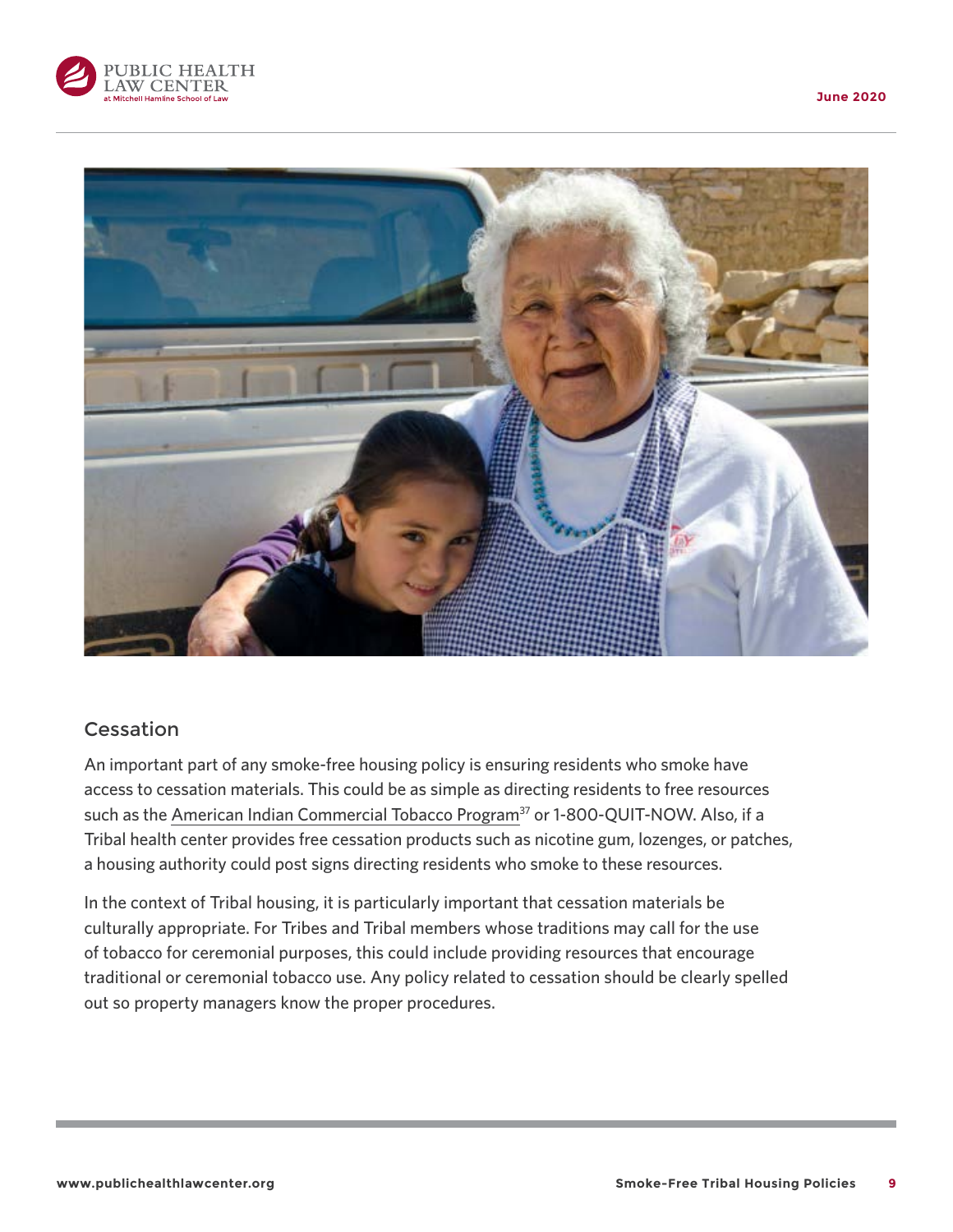## Cessation

An important part of any smoke-free housing policy is ensuring residents who smoke have access to cessation materials. This could be as simple as directing residents to free resources such as the American Indian Commercial Tobacco Program[37] or 1-800-QUIT-NOW. Also, if a Tribal health center provides free cessation products such as nicotine gum, lozenges, or patches, a housing authority could post signs directing residents who smoke to these resources.

In the context of Tribal housing, it is particularly important that cessation materials be culturally appropriate. For Tribes and Tribal members whose traditions may call for the use of tobacco for ceremonial purposes, this could include providing resources that encourage traditional or ceremonial tobacco use. Any policy related to cessation should be clearly spelled out so property managers know the proper procedures.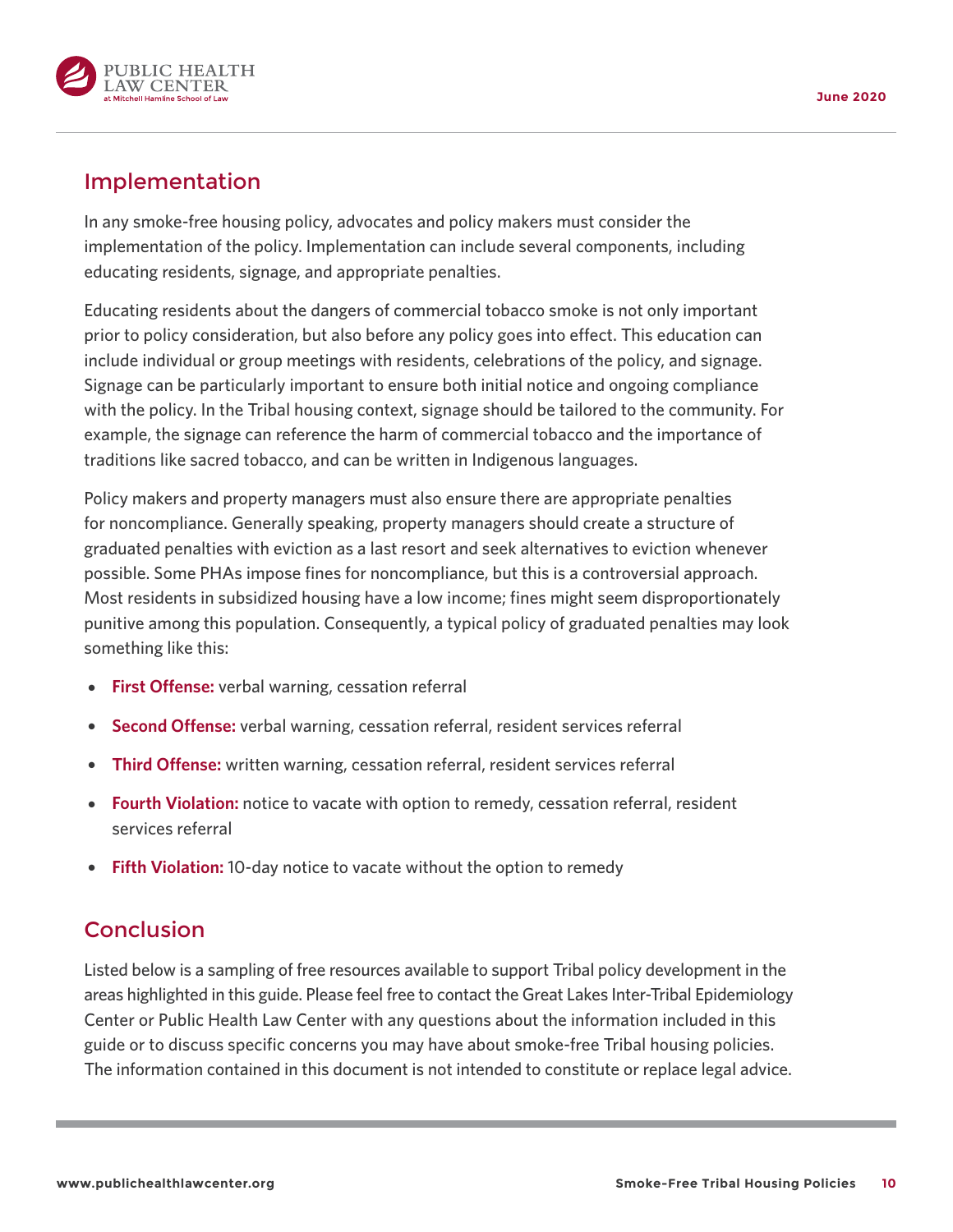## Implementation

In any smoke-free housing policy, advocates and policy makers must consider the implementation of the policy. Implementation can include several components, including educating residents, signage, and appropriate penalties.

Educating residents about the dangers of commercial tobacco smoke is not only important prior to policy consideration, but also before any policy goes into effect. This education can include individual or group meetings with residents, celebrations of the policy, and signage. Signage can be particularly important to ensure both initial notice and ongoing compliance with the policy. In the Tribal housing context, signage should be tailored to the community. For example, the signage can reference the harm of commercial tobacco and the importance of traditions like sacred tobacco, and can be written in Indigenous languages.

Policy makers and property managers must also ensure there are appropriate penalties for noncompliance. Generally speaking, property managers should create a structure of graduated penalties with eviction as a last resort and seek alternatives to eviction whenever possible. Some PHAs impose fines for noncompliance, but this is a controversial approach. Most residents in subsidized housing have a low income; fines might seem disproportionately punitive among this population. Consequently, a typical policy of graduated penalties may look something like this:

- **First Offense:** verbal warning, cessation referral
- **Second Offense:** verbal warning, cessation referral, resident services referral
- **Third Offense:** written warning, cessation referral, resident services referral
- **Fourth Violation:** notice to vacate with option to remedy, cessation referral, resident services referral
- **Fifth Violation:** 10-day notice to vacate without the option to remedy

## Conclusion

Listed below is a sampling of free resources available to support Tribal policy development in the areas highlighted in this guide. Please feel free to contact the Great Lakes Inter-Tribal Epidemiology Center or Public Health Law Center with any questions about the information included in this guide or to discuss specific concerns you may have about smoke-free Tribal housing policies. The information contained in this document is not intended to constitute or replace legal advice.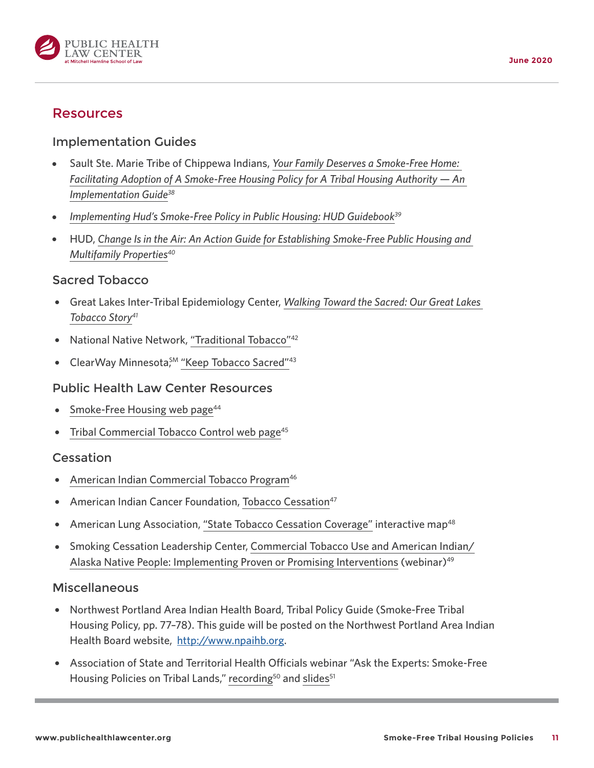## Resources

### Implementation Guides

- Sault Ste. Marie Tribe of Chippewa Indians, *Your Family Deserves a Smoke-Free Home: Facilitating Adoption of A Smoke-Free Housing Policy for A Tribal Housing Authority — An Implementation Guide*[38]
- *Implementing Hud's Smoke-Free Policy in Public Housing: HUD Guidebook*[39]
- HUD, *Change Is in the Air: An Action Guide for Establishing Smoke-Free Public Housing and Multifamily Properties*[40]

### Sacred Tobacco

- Great Lakes Inter-Tribal Epidemiology Center, *Walking Toward the Sacred: Our Great Lakes Tobacco Story*[41]
- National Native Network, "Traditional Tobacco"[42]
- ClearWay Minnesota,℠ "Keep Tobacco Sacred"[43]

### Public Health Law Center Resources

- Smoke-Free Housing web page[44]
- Tribal Commercial Tobacco Control web page[45]

### Cessation

- American Indian Commercial Tobacco Program[46]
- American Indian Cancer Foundation, Tobacco Cessation[47]
- American Lung Association, "State Tobacco Cessation Coverage" interactive map[48]
- Smoking Cessation Leadership Center, Commercial Tobacco Use and American Indian/ Alaska Native People: Implementing Proven or Promising Interventions (webinar)[49]

### Miscellaneous

- Northwest Portland Area Indian Health Board, Tribal Policy Guide (Smoke-Free Tribal Housing Policy, pp. 77–78). This guide will be posted on the Northwest Portland Area Indian Health Board website, http://www.npaihb.org.
- Association of State and Territorial Health Officials webinar "Ask the Experts: Smoke-Free Housing Policies on Tribal Lands," recording[50] and slides[51]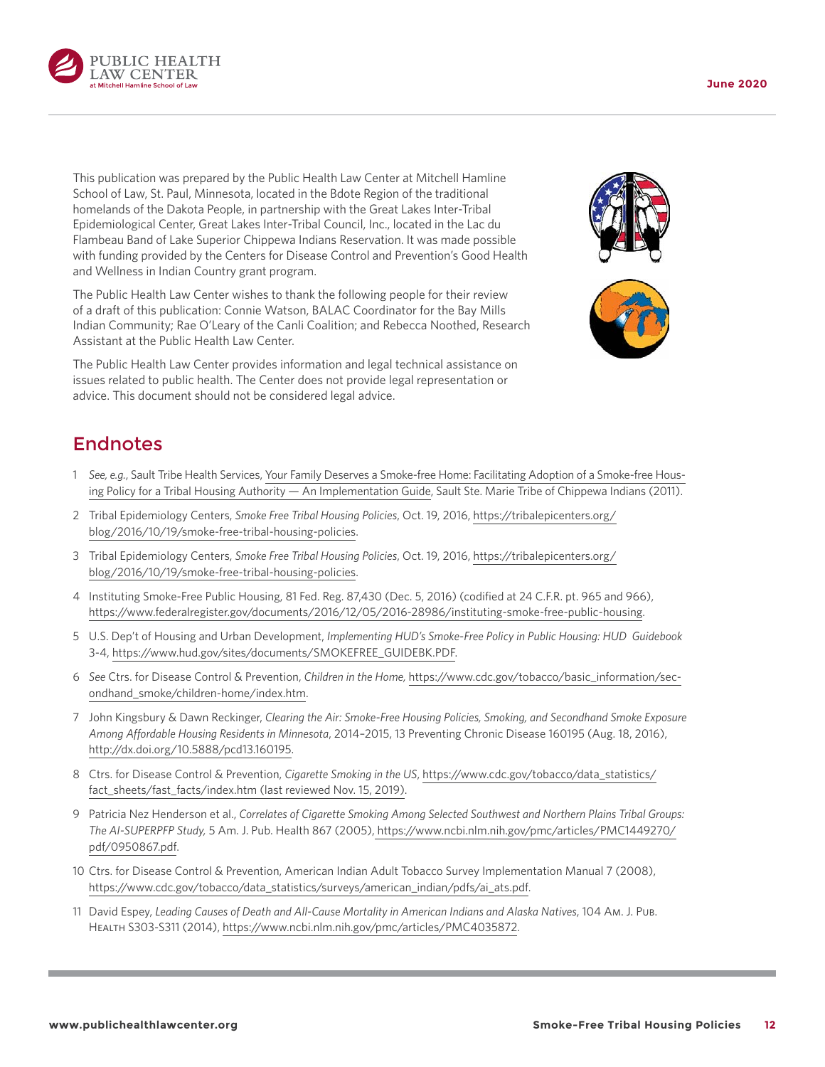This publication was prepared by the Public Health Law Center at Mitchell Hamline School of Law, St. Paul, Minnesota, located in the Bdote Region of the traditional homelands of the Dakota People, in partnership with the Great Lakes Inter-Tribal Epidemiological Center, Great Lakes Inter-Tribal Council, Inc., located in the Lac du Flambeau Band of Lake Superior Chippewa Indians Reservation. It was made possible with funding provided by the Centers for Disease Control and Prevention's Good Health and Wellness in Indian Country grant program.

The Public Health Law Center wishes to thank the following people for their review of a draft of this publication: Connie Watson, BALAC Coordinator for the Bay Mills Indian Community; Rae O'Leary of the Canli Coalition; and Rebecca Noothed, Research Assistant at the Public Health Law Center.

The Public Health Law Center provides information and legal technical assistance on issues related to public health. The Center does not provide legal representation or advice. This document should not be considered legal advice.

## Endnotes

1. *See, e.g.*, Sault Tribe Health Services, Your Family Deserves a Smoke-free Home: Facilitating Adoption of a Smoke-free Housing Policy for a Tribal Housing Authority — An Implementation Guide, Sault Ste. Marie Tribe of Chippewa Indians (2011).
2. Tribal Epidemiology Centers, *Smoke Free Tribal Housing Policies*, Oct. 19, 2016, https://tribalepicenters.org/blog/2016/10/19/smoke-free-tribal-housing-policies.
3. Tribal Epidemiology Centers, *Smoke Free Tribal Housing Policies*, Oct. 19, 2016, https://tribalepicenters.org/blog/2016/10/19/smoke-free-tribal-housing-policies.
4. Instituting Smoke-Free Public Housing, 81 Fed. Reg. 87,430 (Dec. 5, 2016) (codified at 24 C.F.R. pt. 965 and 966), https://www.federalregister.gov/documents/2016/12/05/2016-28986/instituting-smoke-free-public-housing.
5. U.S. Dep't of Housing and Urban Development, *Implementing HUD's Smoke-Free Policy in Public Housing: HUD Guidebook* 3-4, https://www.hud.gov/sites/documents/SMOKEFREE_GUIDEBK.PDF.
6. *See* Ctrs. for Disease Control & Prevention, *Children in the Home,* https://www.cdc.gov/tobacco/basic_information/secondhand_smoke/children-home/index.htm.
7. John Kingsbury & Dawn Reckinger, *Clearing the Air: Smoke-Free Housing Policies, Smoking, and Secondhand Smoke Exposure Among Affordable Housing Residents in Minnesota*, 2014–2015, 13 Preventing Chronic Disease 160195 (Aug. 18, 2016), http://dx.doi.org/10.5888/pcd13.160195.
8. Ctrs. for Disease Control & Prevention, *Cigarette Smoking in the US*, https://www.cdc.gov/tobacco/data_statistics/fact_sheets/fast_facts/index.htm (last reviewed Nov. 15, 2019).
9. Patricia Nez Henderson et al., *Correlates of Cigarette Smoking Among Selected Southwest and Northern Plains Tribal Groups: The AI-SUPERPFP Study,* 5 Am. J. Pub. Health 867 (2005), https://www.ncbi.nlm.nih.gov/pmc/articles/PMC1449270/pdf/0950867.pdf.
10. Ctrs. for Disease Control & Prevention, American Indian Adult Tobacco Survey Implementation Manual 7 (2008), https://www.cdc.gov/tobacco/data_statistics/surveys/american_indian/pdfs/ai_ats.pdf.
11. David Espey, *Leading Causes of Death and All-Cause Mortality in American Indians and Alaska Natives*, 104 Am. J. Pub. Health S303-S311 (2014), https://www.ncbi.nlm.nih.gov/pmc/articles/PMC4035872.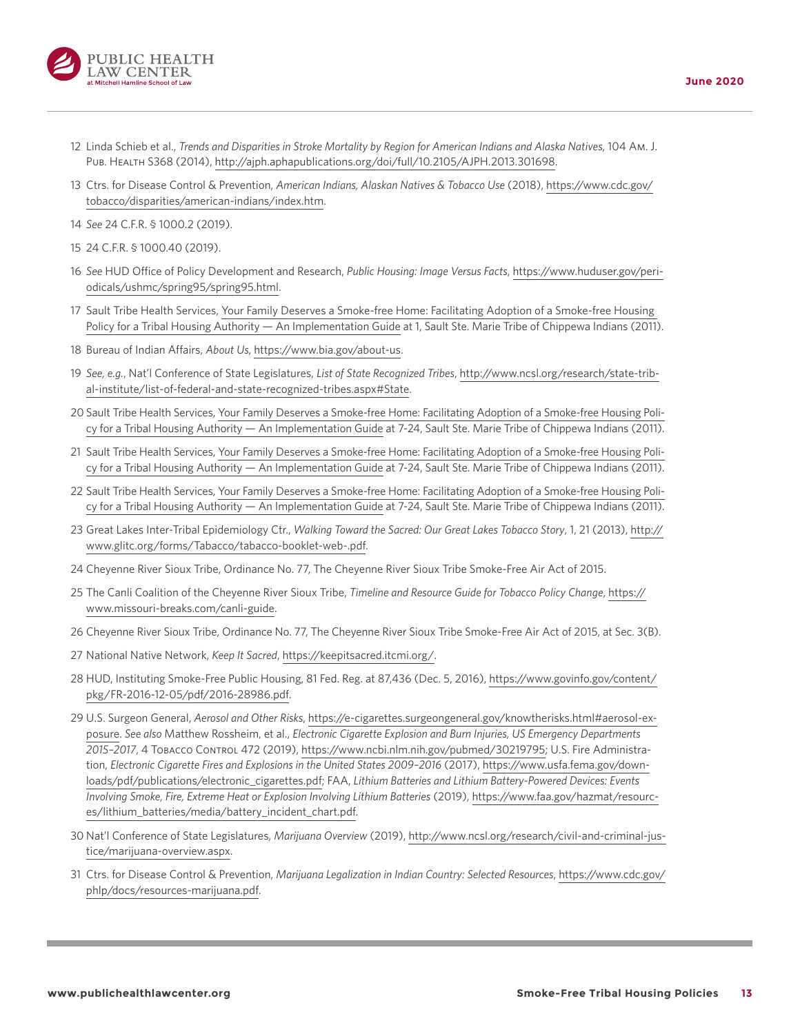12 Linda Schieb et al., *Trends and Disparities in Stroke Mortality by Region for American Indians and Alaska Natives*, 104 Am. J. Pub. Health S368 (2014), http://ajph.aphapublications.org/doi/full/10.2105/AJPH.2013.301698.

13 Ctrs. for Disease Control & Prevention, *American Indians, Alaskan Natives & Tobacco Use* (2018), https://www.cdc.gov/tobacco/disparities/american-indians/index.htm.

14 *See* 24 C.F.R. § 1000.2 (2019).

15 24 C.F.R. § 1000.40 (2019).

16 *See* HUD Office of Policy Development and Research, *Public Housing: Image Versus Facts*, https://www.huduser.gov/periodicals/ushmc/spring95/spring95.html.

17 Sault Tribe Health Services, Your Family Deserves a Smoke-free Home: Facilitating Adoption of a Smoke-free Housing Policy for a Tribal Housing Authority — An Implementation Guide at 1, Sault Ste. Marie Tribe of Chippewa Indians (2011).

18 Bureau of Indian Affairs, *About Us*, https://www.bia.gov/about-us.

19 *See, e.g.*, Nat'l Conference of State Legislatures, *List of State Recognized Tribes*, http://www.ncsl.org/research/state-tribal-institute/list-of-federal-and-state-recognized-tribes.aspx#State.

20 Sault Tribe Health Services, Your Family Deserves a Smoke-free Home: Facilitating Adoption of a Smoke-free Housing Policy for a Tribal Housing Authority — An Implementation Guide at 7-24, Sault Ste. Marie Tribe of Chippewa Indians (2011).

21 Sault Tribe Health Services, Your Family Deserves a Smoke-free Home: Facilitating Adoption of a Smoke-free Housing Policy for a Tribal Housing Authority — An Implementation Guide at 7-24, Sault Ste. Marie Tribe of Chippewa Indians (2011).

22 Sault Tribe Health Services, Your Family Deserves a Smoke-free Home: Facilitating Adoption of a Smoke-free Housing Policy for a Tribal Housing Authority — An Implementation Guide at 7-24, Sault Ste. Marie Tribe of Chippewa Indians (2011).

23 Great Lakes Inter-Tribal Epidemiology Ctr., *Walking Toward the Sacred: Our Great Lakes Tobacco Story*, 1, 21 (2013), http://www.glitc.org/forms/Tabacco/tabacco-booklet-web-.pdf.

24 Cheyenne River Sioux Tribe, Ordinance No. 77, The Cheyenne River Sioux Tribe Smoke-Free Air Act of 2015.

25 The Canli Coalition of the Cheyenne River Sioux Tribe, *Timeline and Resource Guide for Tobacco Policy Change*, https://www.missouri-breaks.com/canli-guide.

26 Cheyenne River Sioux Tribe, Ordinance No. 77, The Cheyenne River Sioux Tribe Smoke-Free Air Act of 2015, at Sec. 3(B).

27 National Native Network, *Keep It Sacred*, https://keepitsacred.itcmi.org/.

28 HUD, Instituting Smoke-Free Public Housing, 81 Fed. Reg. at 87,436 (Dec. 5, 2016), https://www.govinfo.gov/content/pkg/FR-2016-12-05/pdf/2016-28986.pdf.

29 U.S. Surgeon General, *Aerosol and Other Risks*, https://e-cigarettes.surgeongeneral.gov/knowtherisks.html#aerosol-exposure. *See also* Matthew Rossheim, et al., *Electronic Cigarette Explosion and Burn Injuries, US Emergency Departments 2015–2017*, 4 Tobacco Control 472 (2019), https://www.ncbi.nlm.nih.gov/pubmed/30219795; U.S. Fire Administration, *Electronic Cigarette Fires and Explosions in the United States 2009–2016* (2017), https://www.usfa.fema.gov/downloads/pdf/publications/electronic_cigarettes.pdf; FAA, *Lithium Batteries and Lithium Battery-Powered Devices: Events Involving Smoke, Fire, Extreme Heat or Explosion Involving Lithium Batteries* (2019), https://www.faa.gov/hazmat/resources/lithium_batteries/media/battery_incident_chart.pdf.

30 Nat'l Conference of State Legislatures, *Marijuana Overview* (2019), http://www.ncsl.org/research/civil-and-criminal-justice/marijuana-overview.aspx.

31 Ctrs. for Disease Control & Prevention, *Marijuana Legalization in Indian Country: Selected Resources*, https://www.cdc.gov/phlp/docs/resources-marijuana.pdf.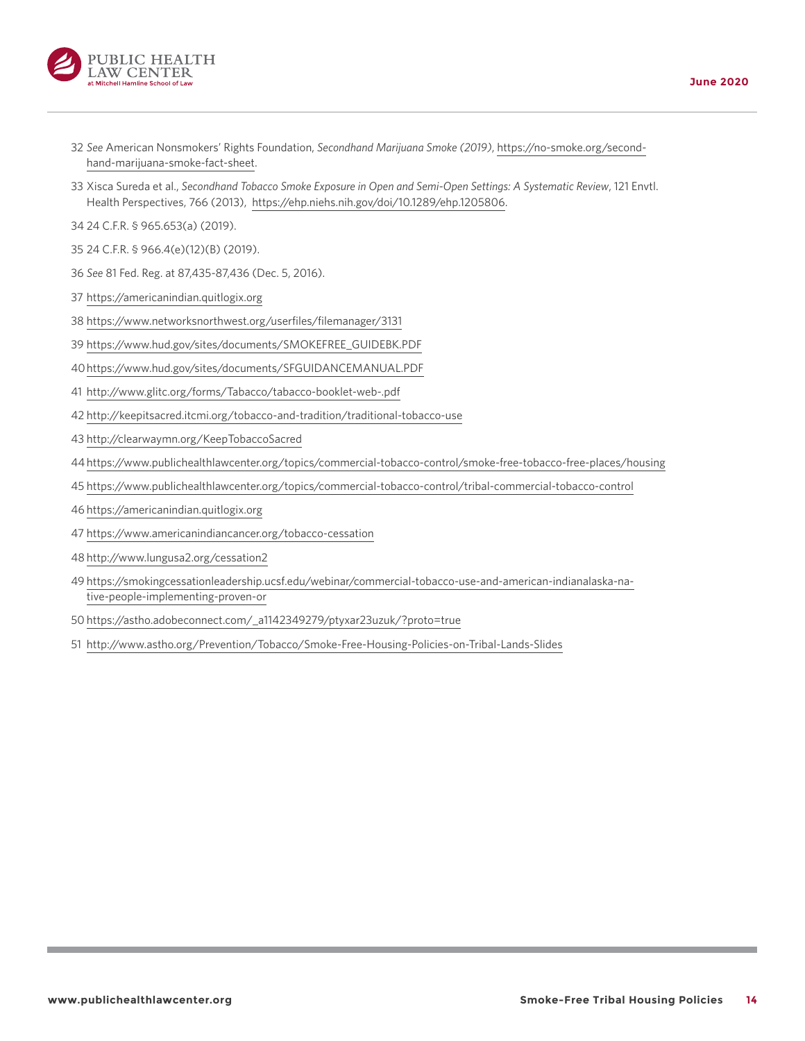32 *See* American Nonsmokers' Rights Foundation, *Secondhand Marijuana Smoke (2019)*, https://no-smoke.org/second-hand-marijuana-smoke-fact-sheet.

33 Xisca Sureda et al., *Secondhand Tobacco Smoke Exposure in Open and Semi-Open Settings: A Systematic Review*, 121 Envtl. Health Perspectives, 766 (2013), https://ehp.niehs.nih.gov/doi/10.1289/ehp.1205806.

34 24 C.F.R. § 965.653(a) (2019).

35 24 C.F.R. § 966.4(e)(12)(B) (2019).

36 *See* 81 Fed. Reg. at 87,435-87,436 (Dec. 5, 2016).

37 https://americanindian.quitlogix.org

38 https://www.networksnorthwest.org/userfiles/filemanager/3131

39 https://www.hud.gov/sites/documents/SMOKEFREE_GUIDEBK.PDF

40 https://www.hud.gov/sites/documents/SFGUIDANCEMANUAL.PDF

41 http://www.glitc.org/forms/Tabacco/tabacco-booklet-web-.pdf

42 http://keepitsacred.itcmi.org/tobacco-and-tradition/traditional-tobacco-use

43 http://clearwaymn.org/KeepTobaccoSacred

44 https://www.publichealthlawcenter.org/topics/commercial-tobacco-control/smoke-free-tobacco-free-places/housing

45 https://www.publichealthlawcenter.org/topics/commercial-tobacco-control/tribal-commercial-tobacco-control

46 https://americanindian.quitlogix.org

47 https://www.americanindiancancer.org/tobacco-cessation

48 http://www.lungusa2.org/cessation2

49 https://smokingcessationleadership.ucsf.edu/webinar/commercial-tobacco-use-and-american-indianalaska-native-people-implementing-proven-or

50 https://astho.adobeconnect.com/_a1142349279/ptyxar23uzuk/?proto=true

51 http://www.astho.org/Prevention/Tobacco/Smoke-Free-Housing-Policies-on-Tribal-Lands-Slides